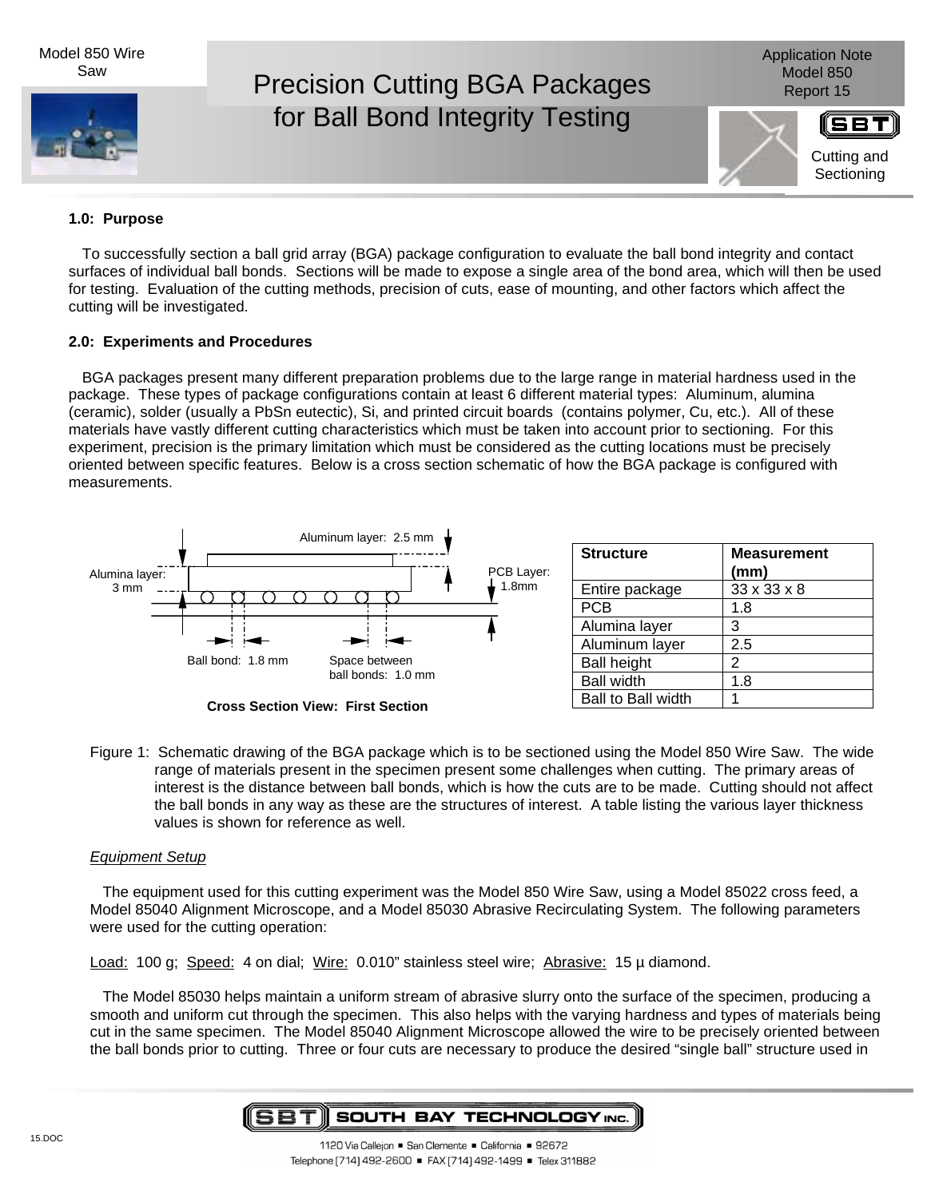# Precision Cutting BGA Packages for Ball Bond Integrity Testing

Model 850 Wire Saw

Application Note
Model 850
Report 15

Cutting and Sectioning

**1.0: Purpose**

To successfully section a ball grid array (BGA) package configuration to evaluate the ball bond integrity and contact surfaces of individual ball bonds. Sections will be made to expose a single area of the bond area, which will then be used for testing. Evaluation of the cutting methods, precision of cuts, ease of mounting, and other factors which affect the cutting will be investigated.

**2.0: Experiments and Procedures**

BGA packages present many different preparation problems due to the large range in material hardness used in the package. These types of package configurations contain at least 6 different material types: Aluminum, alumina (ceramic), solder (usually a PbSn eutectic), Si, and printed circuit boards (contains polymer, Cu, etc.). All of these materials have vastly different cutting characteristics which must be taken into account prior to sectioning. For this experiment, precision is the primary limitation which must be considered as the cutting locations must be precisely oriented between specific features. Below is a cross section schematic of how the BGA package is configured with measurements.

Aluminum layer: 2.5 mm

Alumina layer: 3 mm

PCB Layer: 1.8mm

Ball bond: 1.8 mm

Space between ball bonds: 1.0 mm

**Cross Section View: First Section**

| Structure | Measurement (mm) |
|---|---|
| Entire package | 33 x 33 x 8 |
| PCB | 1.8 |
| Alumina layer | 3 |
| Aluminum layer | 2.5 |
| Ball height | 2 |
| Ball width | 1.8 |
| Ball to Ball width | 1 |

Figure 1: Schematic drawing of the BGA package which is to be sectioned using the Model 850 Wire Saw. The wide range of materials present in the specimen present some challenges when cutting. The primary areas of interest is the distance between ball bonds, which is how the cuts are to be made. Cutting should not affect the ball bonds in any way as these are the structures of interest. A table listing the various layer thickness values is shown for reference as well.

*Equipment Setup*

The equipment used for this cutting experiment was the Model 850 Wire Saw, using a Model 85022 cross feed, a Model 85040 Alignment Microscope, and a Model 85030 Abrasive Recirculating System. The following parameters were used for the cutting operation:

Load: 100 g; Speed: 4 on dial; Wire: 0.010" stainless steel wire; Abrasive: 15 µ diamond.

The Model 85030 helps maintain a uniform stream of abrasive slurry onto the surface of the specimen, producing a smooth and uniform cut through the specimen. This also helps with the varying hardness and types of materials being cut in the same specimen. The Model 85040 Alignment Microscope allowed the wire to be precisely oriented between the ball bonds prior to cutting. Three or four cuts are necessary to produce the desired "single ball" structure used in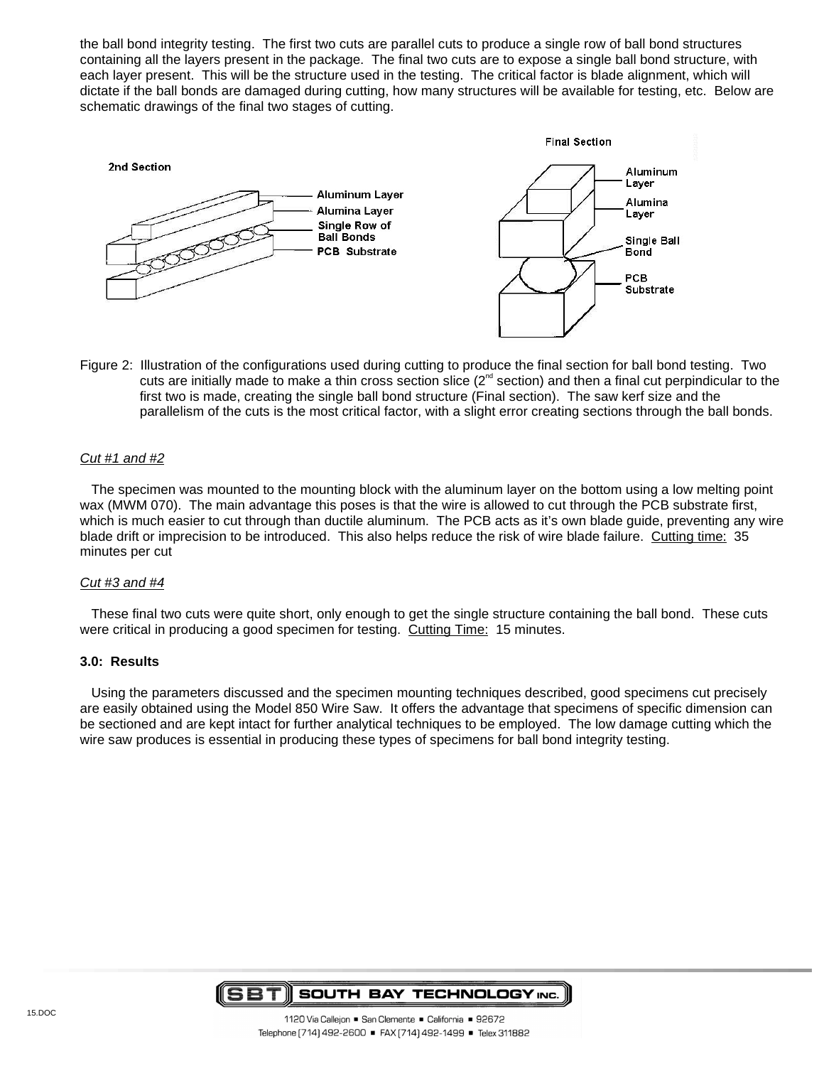the ball bond integrity testing. The first two cuts are parallel cuts to produce a single row of ball bond structures containing all the layers present in the package. The final two cuts are to expose a single ball bond structure, with each layer present. This will be the structure used in the testing. The critical factor is blade alignment, which will dictate if the ball bonds are damaged during cutting, how many structures will be available for testing, etc. Below are schematic drawings of the final two stages of cutting.

2nd Section

Aluminum Layer
Alumina Layer
Single Row of Ball Bonds
PCB Substrate

Final Section

Aluminum Layer
Alumina Layer
Single Ball Bond
PCB Substrate

Figure 2: Illustration of the configurations used during cutting to produce the final section for ball bond testing. Two cuts are initially made to make a thin cross section slice (2nd section) and then a final cut perpindicular to the first two is made, creating the single ball bond structure (Final section). The saw kerf size and the parallelism of the cuts is the most critical factor, with a slight error creating sections through the ball bonds.

*Cut #1 and #2*

The specimen was mounted to the mounting block with the aluminum layer on the bottom using a low melting point wax (MWM 070). The main advantage this poses is that the wire is allowed to cut through the PCB substrate first, which is much easier to cut through than ductile aluminum. The PCB acts as it's own blade guide, preventing any wire blade drift or imprecision to be introduced. This also helps reduce the risk of wire blade failure. Cutting time: 35 minutes per cut

*Cut #3 and #4*

These final two cuts were quite short, only enough to get the single structure containing the ball bond. These cuts were critical in producing a good specimen for testing. Cutting Time: 15 minutes.

**3.0: Results**

Using the parameters discussed and the specimen mounting techniques described, good specimens cut precisely are easily obtained using the Model 850 Wire Saw. It offers the advantage that specimens of specific dimension can be sectioned and are kept intact for further analytical techniques to be employed. The low damage cutting which the wire saw produces is essential in producing these types of specimens for ball bond integrity testing.